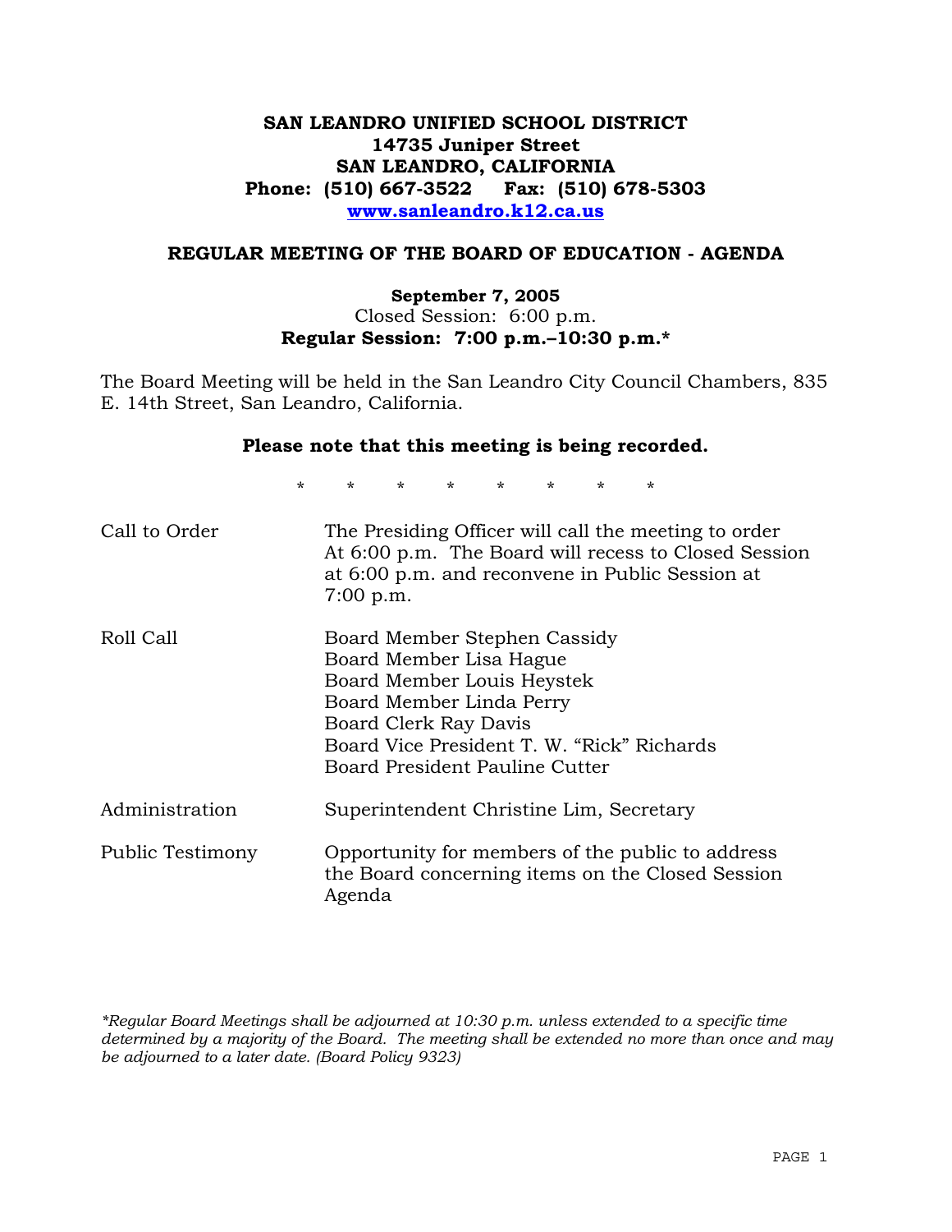# SAN LEANDRO UNIFIED SCHOOL DISTRICT
**14735 Juniper Street**
**SAN LEANDRO, CALIFORNIA**
**Phone: (510) 667-3522 Fax: (510) 678-5303**
**www.sanleandro.k12.ca.us**

## REGULAR MEETING OF THE BOARD OF EDUCATION - AGENDA

**September 7, 2005**
Closed Session: 6:00 p.m.
**Regular Session: 7:00 p.m.–10:30 p.m.***

The Board Meeting will be held in the San Leandro City Council Chambers, 835 E. 14th Street, San Leandro, California.

**Please note that this meeting is being recorded.**

\* \* \* \* \* \* \* \*

| | |
|---|---|
| Call to Order | The Presiding Officer will call the meeting to order At 6:00 p.m. The Board will recess to Closed Session at 6:00 p.m. and reconvene in Public Session at 7:00 p.m. |
| Roll Call | Board Member Stephen Cassidy<br>Board Member Lisa Hague<br>Board Member Louis Heystek<br>Board Member Linda Perry<br>Board Clerk Ray Davis<br>Board Vice President T. W. "Rick" Richards<br>Board President Pauline Cutter |
| Administration | Superintendent Christine Lim, Secretary |
| Public Testimony | Opportunity for members of the public to address the Board concerning items on the Closed Session Agenda |

*\*Regular Board Meetings shall be adjourned at 10:30 p.m. unless extended to a specific time determined by a majority of the Board. The meeting shall be extended no more than once and may be adjourned to a later date. (Board Policy 9323)*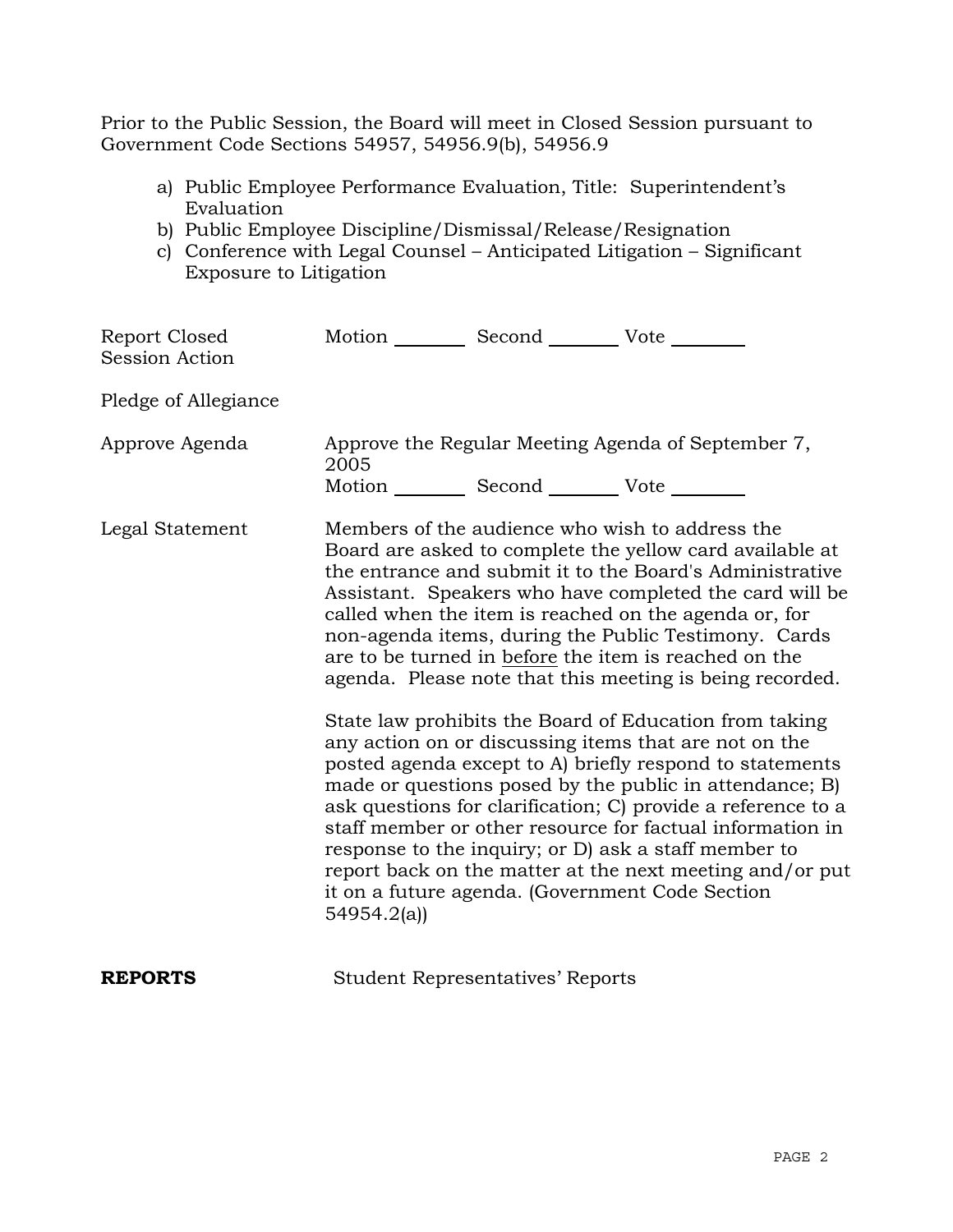Prior to the Public Session, the Board will meet in Closed Session pursuant to Government Code Sections 54957, 54956.9(b), 54956.9

a) Public Employee Performance Evaluation, Title: Superintendent's Evaluation
b) Public Employee Discipline/Dismissal/Release/Resignation
c) Conference with Legal Counsel – Anticipated Litigation – Significant Exposure to Litigation

Report Closed Session Action — Motion ________ Second ________ Vote ________

Pledge of Allegiance

Approve Agenda — Approve the Regular Meeting Agenda of September 7, 2005
Motion ________ Second ________ Vote ________

Legal Statement — Members of the audience who wish to address the Board are asked to complete the yellow card available at the entrance and submit it to the Board's Administrative Assistant. Speakers who have completed the card will be called when the item is reached on the agenda or, for non-agenda items, during the Public Testimony. Cards are to be turned in <u>before</u> the item is reached on the agenda. Please note that this meeting is being recorded.

State law prohibits the Board of Education from taking any action on or discussing items that are not on the posted agenda except to A) briefly respond to statements made or questions posed by the public in attendance; B) ask questions for clarification; C) provide a reference to a staff member or other resource for factual information in response to the inquiry; or D) ask a staff member to report back on the matter at the next meeting and/or put it on a future agenda. (Government Code Section 54954.2(a))

**REPORTS** — Student Representatives' Reports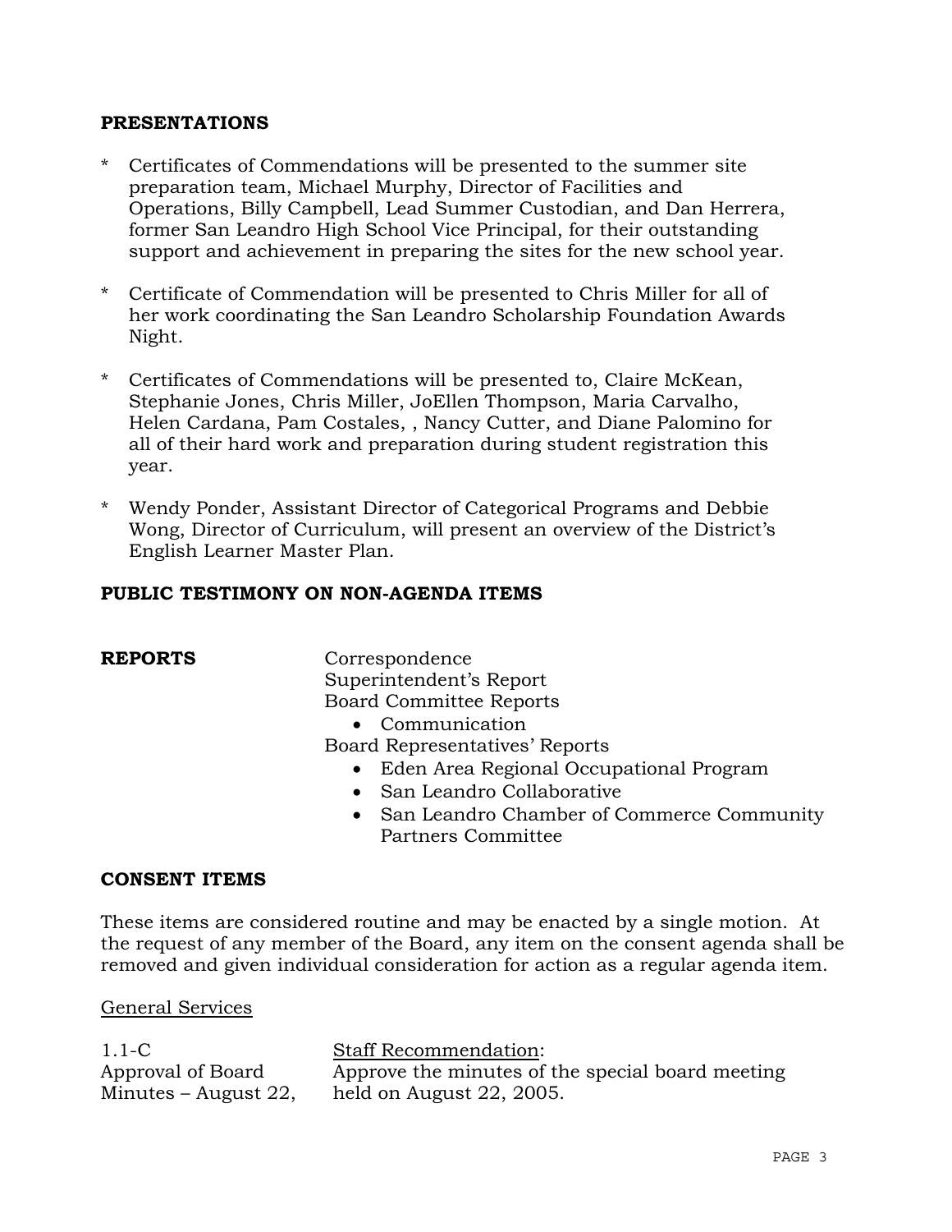## PRESENTATIONS

* Certificates of Commendations will be presented to the summer site preparation team, Michael Murphy, Director of Facilities and Operations, Billy Campbell, Lead Summer Custodian, and Dan Herrera, former San Leandro High School Vice Principal, for their outstanding support and achievement in preparing the sites for the new school year.

* Certificate of Commendation will be presented to Chris Miller for all of her work coordinating the San Leandro Scholarship Foundation Awards Night.

* Certificates of Commendations will be presented to, Claire McKean, Stephanie Jones, Chris Miller, JoEllen Thompson, Maria Carvalho, Helen Cardana, Pam Costales, , Nancy Cutter, and Diane Palomino for all of their hard work and preparation during student registration this year.

* Wendy Ponder, Assistant Director of Categorical Programs and Debbie Wong, Director of Curriculum, will present an overview of the District's English Learner Master Plan.

## PUBLIC TESTIMONY ON NON-AGENDA ITEMS

## REPORTS

Correspondence
Superintendent's Report
Board Committee Reports

- Communication

Board Representatives' Reports

- Eden Area Regional Occupational Program
- San Leandro Collaborative
- San Leandro Chamber of Commerce Community Partners Committee

## CONSENT ITEMS

These items are considered routine and may be enacted by a single motion. At the request of any member of the Board, any item on the consent agenda shall be removed and given individual consideration for action as a regular agenda item.

<u>General Services</u>

1.1-C
Approval of Board Minutes – August 22,

<u>Staff Recommendation</u>:
Approve the minutes of the special board meeting held on August 22, 2005.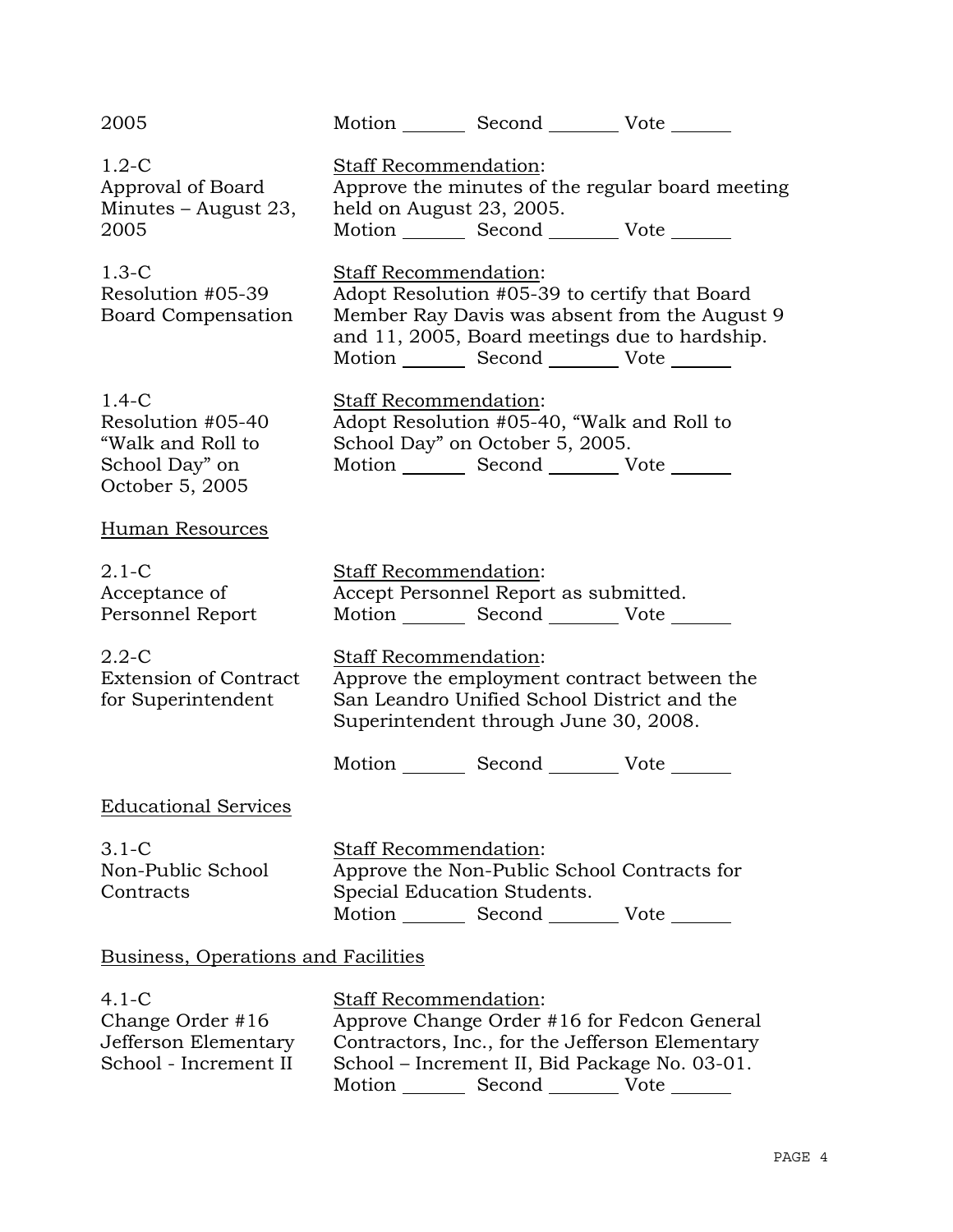| | |
|---|---|
| 2005 | Motion _______ Second _______ Vote _______ |
| 1.2-C<br>Approval of Board Minutes – August 23, 2005 | Staff Recommendation:<br>Approve the minutes of the regular board meeting held on August 23, 2005.<br>Motion _______ Second _______ Vote _______ |
| 1.3-C<br>Resolution #05-39 Board Compensation | Staff Recommendation:<br>Adopt Resolution #05-39 to certify that Board Member Ray Davis was absent from the August 9 and 11, 2005, Board meetings due to hardship.<br>Motion _______ Second _______ Vote _______ |
| 1.4-C<br>Resolution #05-40 "Walk and Roll to School Day" on October 5, 2005 | Staff Recommendation:<br>Adopt Resolution #05-40, "Walk and Roll to School Day" on October 5, 2005.<br>Motion _______ Second _______ Vote _______ |

<u>Human Resources</u>

| | |
|---|---|
| 2.1-C<br>Acceptance of Personnel Report | Staff Recommendation:<br>Accept Personnel Report as submitted.<br>Motion _______ Second _______ Vote _______ |
| 2.2-C<br>Extension of Contract for Superintendent | Staff Recommendation:<br>Approve the employment contract between the San Leandro Unified School District and the Superintendent through June 30, 2008.<br><br>Motion _______ Second _______ Vote _______ |

<u>Educational Services</u>

| | |
|---|---|
| 3.1-C<br>Non-Public School Contracts | Staff Recommendation:<br>Approve the Non-Public School Contracts for Special Education Students.<br>Motion _______ Second _______ Vote _______ |

<u>Business, Operations and Facilities</u>

| | |
|---|---|
| 4.1-C<br>Change Order #16 Jefferson Elementary School - Increment II | Staff Recommendation:<br>Approve Change Order #16 for Fedcon General Contractors, Inc., for the Jefferson Elementary School – Increment II, Bid Package No. 03-01.<br>Motion _______ Second _______ Vote _______ |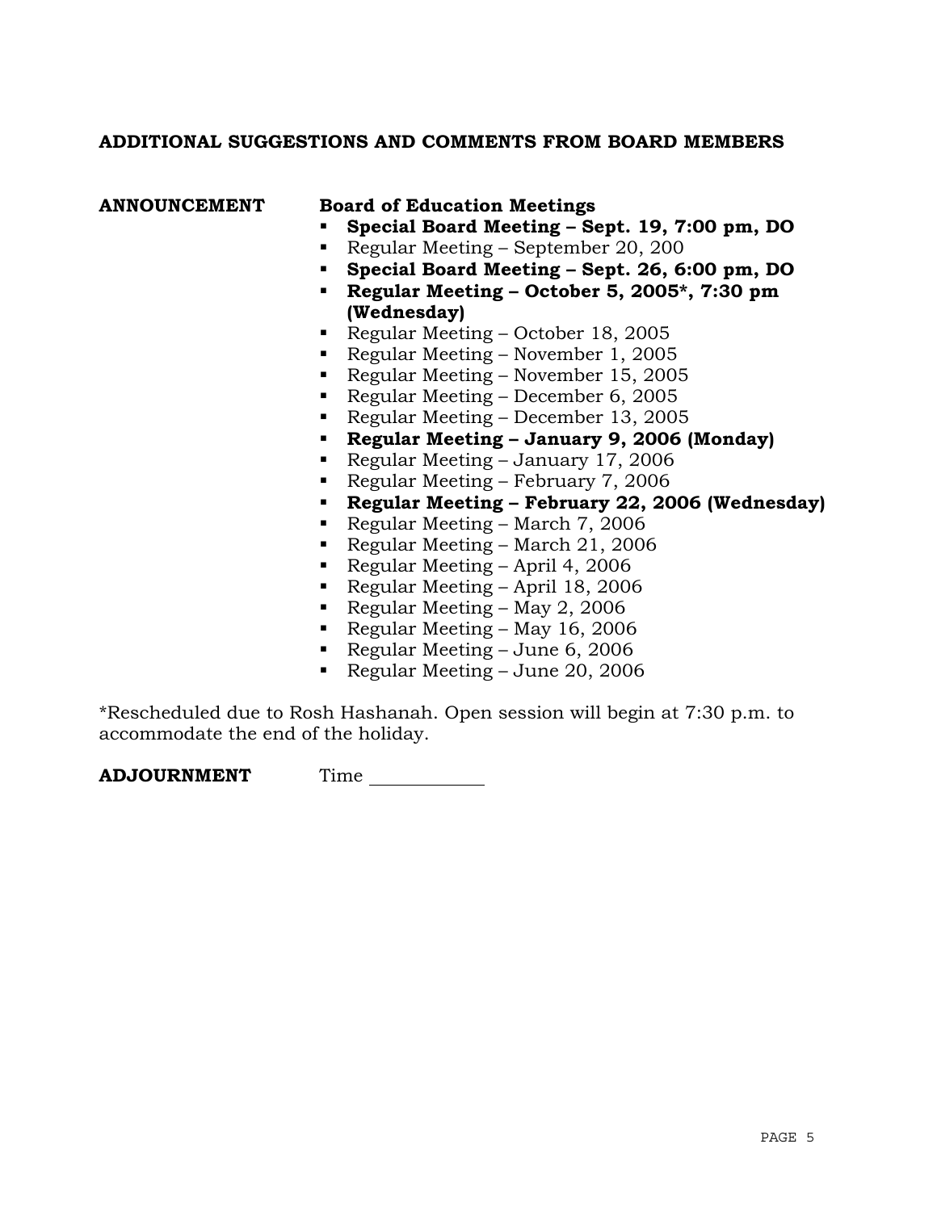**ADDITIONAL SUGGESTIONS AND COMMENTS FROM BOARD MEMBERS**

**ANNOUNCEMENT**

**Board of Education Meetings**

- **Special Board Meeting – Sept. 19, 7:00 pm, DO**
- Regular Meeting – September 20, 200
- **Special Board Meeting – Sept. 26, 6:00 pm, DO**
- **Regular Meeting – October 5, 2005*, 7:30 pm (Wednesday)**
- Regular Meeting – October 18, 2005
- Regular Meeting – November 1, 2005
- Regular Meeting – November 15, 2005
- Regular Meeting – December 6, 2005
- Regular Meeting – December 13, 2005
- **Regular Meeting – January 9, 2006 (Monday)**
- Regular Meeting – January 17, 2006
- Regular Meeting – February 7, 2006
- **Regular Meeting – February 22, 2006 (Wednesday)**
- Regular Meeting – March 7, 2006
- Regular Meeting – March 21, 2006
- Regular Meeting – April 4, 2006
- Regular Meeting – April 18, 2006
- Regular Meeting – May 2, 2006
- Regular Meeting – May 16, 2006
- Regular Meeting – June 6, 2006
- Regular Meeting – June 20, 2006

*Rescheduled due to Rosh Hashanah. Open session will begin at 7:30 p.m. to accommodate the end of the holiday.

**ADJOURNMENT** Time ____________